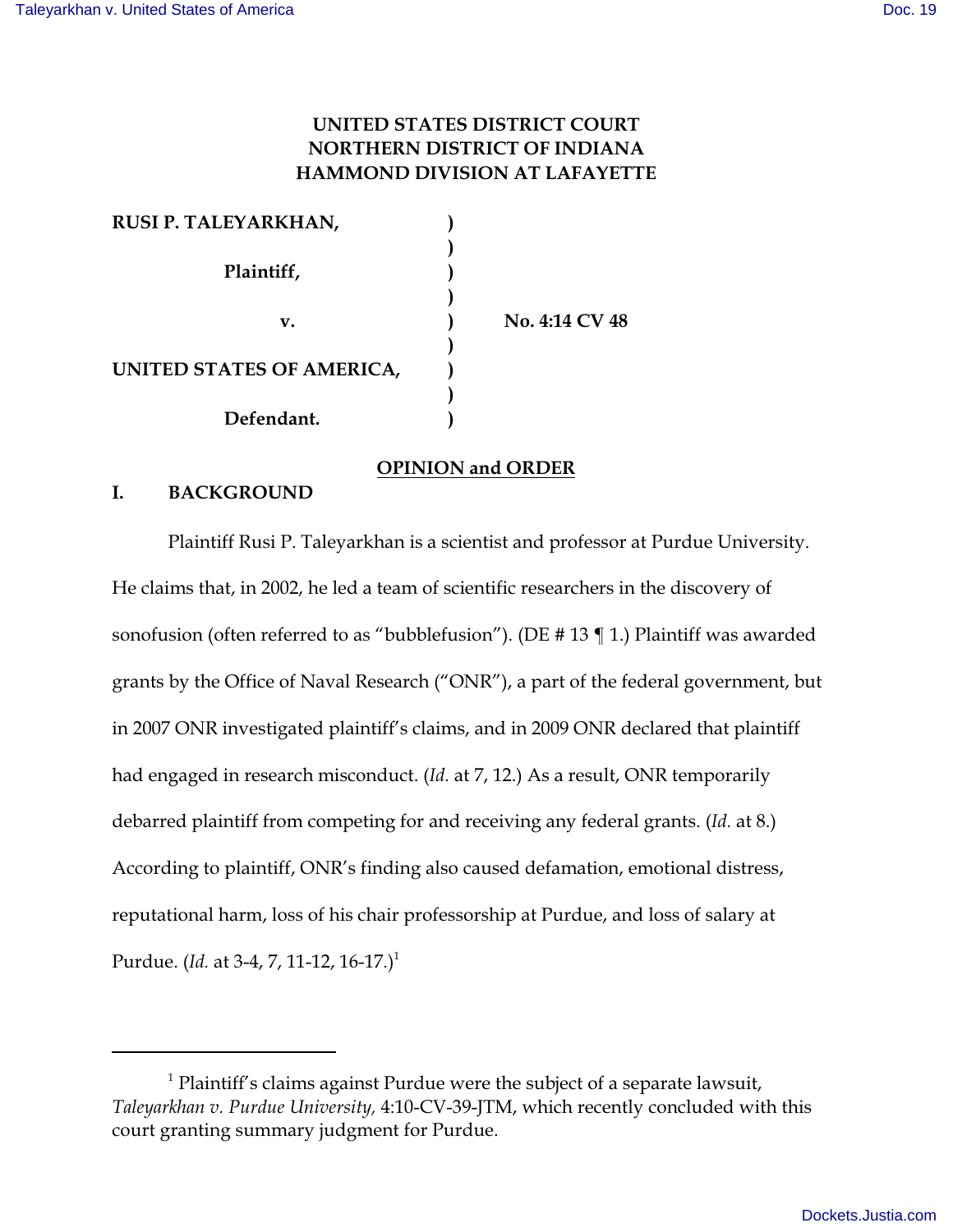**UNITED STATES DISTRICT COURT**
**NORTHERN DISTRICT OF INDIANA**
**HAMMOND DIVISION AT LAFAYETTE**

| | | |
|---|---|---|
| **RUSI P. TALEYARKHAN,** | ) | |
| | ) | |
| **Plaintiff,** | ) | |
| | ) | |
| **v.** | ) | **No. 4:14 CV 48** |
| | ) | |
| **UNITED STATES OF AMERICA,** | ) | |
| | ) | |
| **Defendant.** | ) | |

**OPINION and ORDER**

## I. BACKGROUND

Plaintiff Rusi P. Taleyarkhan is a scientist and professor at Purdue University. He claims that, in 2002, he led a team of scientific researchers in the discovery of sonofusion (often referred to as "bubblefusion"). (DE # 13 ¶ 1.) Plaintiff was awarded grants by the Office of Naval Research ("ONR"), a part of the federal government, but in 2007 ONR investigated plaintiff's claims, and in 2009 ONR declared that plaintiff had engaged in research misconduct. (*Id.* at 7, 12.) As a result, ONR temporarily debarred plaintiff from competing for and receiving any federal grants. (*Id.* at 8.) According to plaintiff, ONR's finding also caused defamation, emotional distress, reputational harm, loss of his chair professorship at Purdue, and loss of salary at Purdue. (*Id.* at 3-4, 7, 11-12, 16-17.)[1]

---

[1] Plaintiff's claims against Purdue were the subject of a separate lawsuit, *Taleyarkhan v. Purdue University,* 4:10-CV-39-JTM, which recently concluded with this court granting summary judgment for Purdue.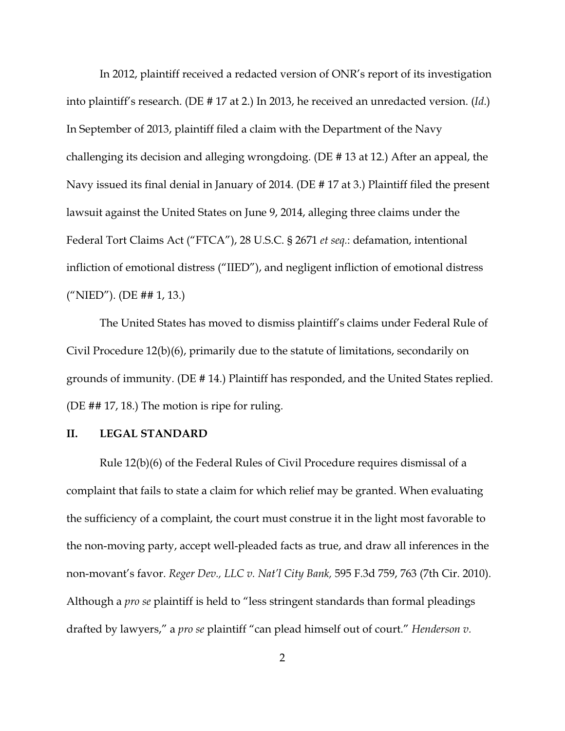In 2012, plaintiff received a redacted version of ONR's report of its investigation into plaintiff's research. (DE # 17 at 2.) In 2013, he received an unredacted version. (*Id.*) In September of 2013, plaintiff filed a claim with the Department of the Navy challenging its decision and alleging wrongdoing. (DE # 13 at 12.) After an appeal, the Navy issued its final denial in January of 2014. (DE # 17 at 3.) Plaintiff filed the present lawsuit against the United States on June 9, 2014, alleging three claims under the Federal Tort Claims Act ("FTCA"), 28 U.S.C. § 2671 *et seq.*: defamation, intentional infliction of emotional distress ("IIED"), and negligent infliction of emotional distress ("NIED"). (DE ## 1, 13.)

The United States has moved to dismiss plaintiff's claims under Federal Rule of Civil Procedure 12(b)(6), primarily due to the statute of limitations, secondarily on grounds of immunity. (DE # 14.) Plaintiff has responded, and the United States replied. (DE ## 17, 18.) The motion is ripe for ruling.

## II. LEGAL STANDARD

Rule 12(b)(6) of the Federal Rules of Civil Procedure requires dismissal of a complaint that fails to state a claim for which relief may be granted. When evaluating the sufficiency of a complaint, the court must construe it in the light most favorable to the non-moving party, accept well-pleaded facts as true, and draw all inferences in the non-movant's favor. *Reger Dev., LLC v. Nat'l City Bank,* 595 F.3d 759, 763 (7th Cir. 2010). Although a *pro se* plaintiff is held to "less stringent standards than formal pleadings drafted by lawyers," a *pro se* plaintiff "can plead himself out of court." *Henderson v.*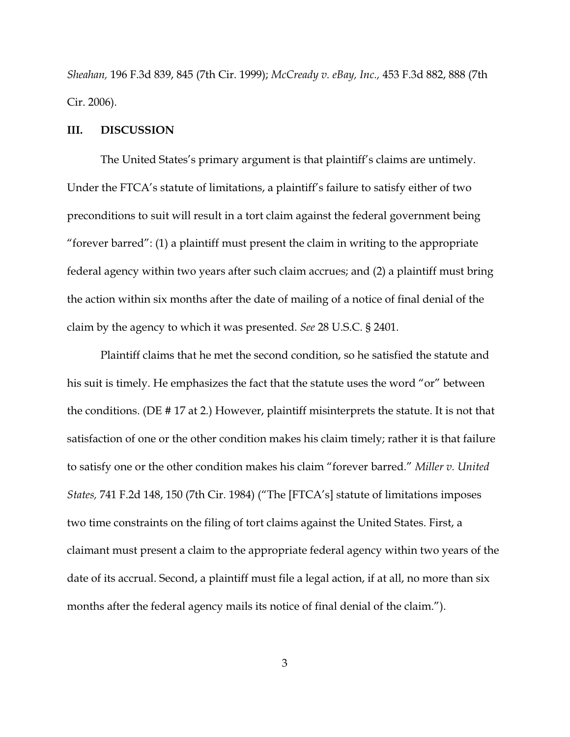*Sheahan,* 196 F.3d 839, 845 (7th Cir. 1999); *McCready v. eBay, Inc.,* 453 F.3d 882, 888 (7th Cir. 2006).

## III. DISCUSSION

The United States's primary argument is that plaintiff's claims are untimely. Under the FTCA's statute of limitations, a plaintiff's failure to satisfy either of two preconditions to suit will result in a tort claim against the federal government being "forever barred": (1) a plaintiff must present the claim in writing to the appropriate federal agency within two years after such claim accrues; and (2) a plaintiff must bring the action within six months after the date of mailing of a notice of final denial of the claim by the agency to which it was presented. *See* 28 U.S.C. § 2401.

Plaintiff claims that he met the second condition, so he satisfied the statute and his suit is timely. He emphasizes the fact that the statute uses the word "or" between the conditions. (DE # 17 at 2.) However, plaintiff misinterprets the statute. It is not that satisfaction of one or the other condition makes his claim timely; rather it is that failure to satisfy one or the other condition makes his claim "forever barred." *Miller v. United States,* 741 F.2d 148, 150 (7th Cir. 1984) ("The [FTCA's] statute of limitations imposes two time constraints on the filing of tort claims against the United States. First, a claimant must present a claim to the appropriate federal agency within two years of the date of its accrual. Second, a plaintiff must file a legal action, if at all, no more than six months after the federal agency mails its notice of final denial of the claim.").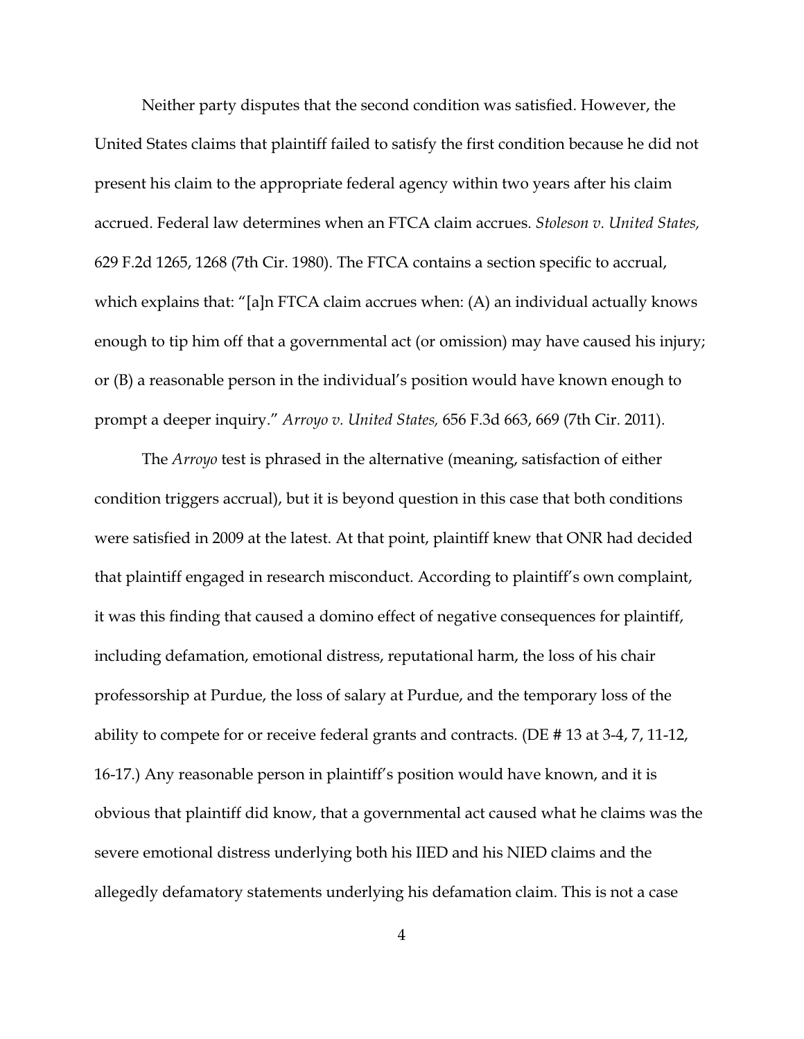Neither party disputes that the second condition was satisfied. However, the United States claims that plaintiff failed to satisfy the first condition because he did not present his claim to the appropriate federal agency within two years after his claim accrued. Federal law determines when an FTCA claim accrues. *Stoleson v. United States,* 629 F.2d 1265, 1268 (7th Cir. 1980). The FTCA contains a section specific to accrual, which explains that: "[a]n FTCA claim accrues when: (A) an individual actually knows enough to tip him off that a governmental act (or omission) may have caused his injury; or (B) a reasonable person in the individual's position would have known enough to prompt a deeper inquiry." *Arroyo v. United States,* 656 F.3d 663, 669 (7th Cir. 2011).

The *Arroyo* test is phrased in the alternative (meaning, satisfaction of either condition triggers accrual), but it is beyond question in this case that both conditions were satisfied in 2009 at the latest. At that point, plaintiff knew that ONR had decided that plaintiff engaged in research misconduct. According to plaintiff's own complaint, it was this finding that caused a domino effect of negative consequences for plaintiff, including defamation, emotional distress, reputational harm, the loss of his chair professorship at Purdue, the loss of salary at Purdue, and the temporary loss of the ability to compete for or receive federal grants and contracts. (DE # 13 at 3-4, 7, 11-12, 16-17.) Any reasonable person in plaintiff's position would have known, and it is obvious that plaintiff did know, that a governmental act caused what he claims was the severe emotional distress underlying both his IIED and his NIED claims and the allegedly defamatory statements underlying his defamation claim. This is not a case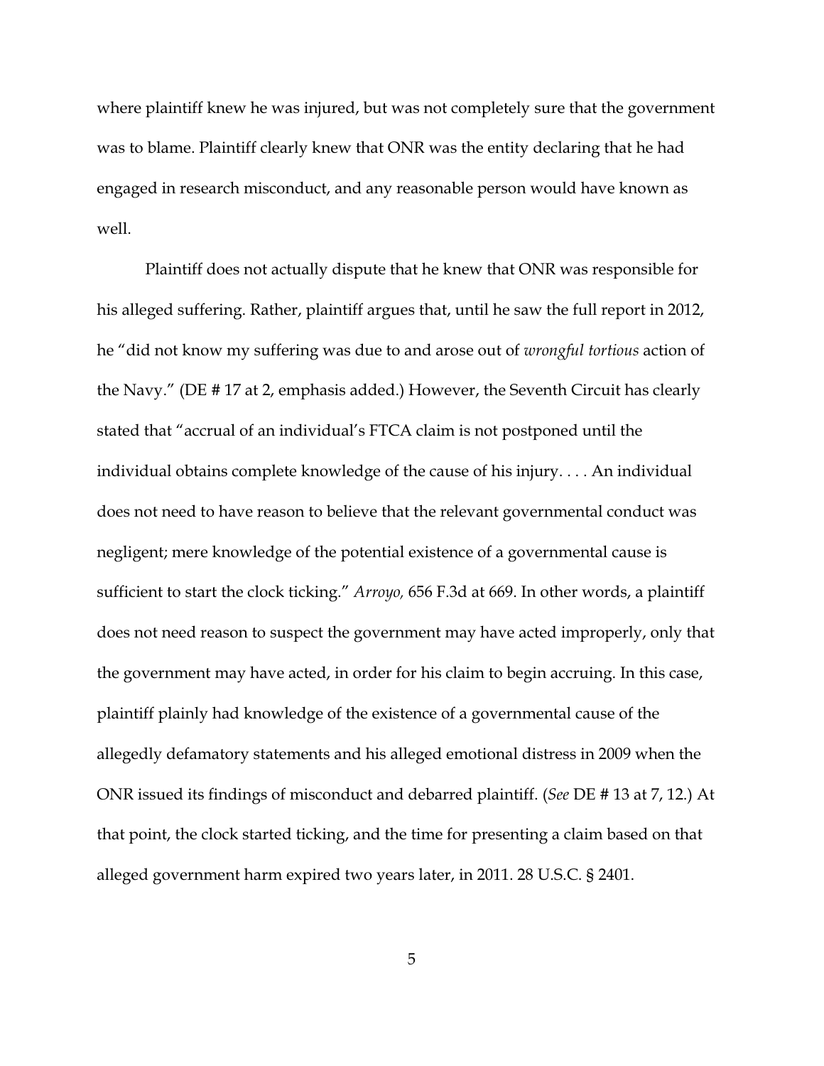where plaintiff knew he was injured, but was not completely sure that the government was to blame. Plaintiff clearly knew that ONR was the entity declaring that he had engaged in research misconduct, and any reasonable person would have known as well.

Plaintiff does not actually dispute that he knew that ONR was responsible for his alleged suffering. Rather, plaintiff argues that, until he saw the full report in 2012, he "did not know my suffering was due to and arose out of *wrongful tortious* action of the Navy." (DE # 17 at 2, emphasis added.) However, the Seventh Circuit has clearly stated that "accrual of an individual's FTCA claim is not postponed until the individual obtains complete knowledge of the cause of his injury. . . . An individual does not need to have reason to believe that the relevant governmental conduct was negligent; mere knowledge of the potential existence of a governmental cause is sufficient to start the clock ticking." *Arroyo,* 656 F.3d at 669. In other words, a plaintiff does not need reason to suspect the government may have acted improperly, only that the government may have acted, in order for his claim to begin accruing. In this case, plaintiff plainly had knowledge of the existence of a governmental cause of the allegedly defamatory statements and his alleged emotional distress in 2009 when the ONR issued its findings of misconduct and debarred plaintiff. (*See* DE # 13 at 7, 12.) At that point, the clock started ticking, and the time for presenting a claim based on that alleged government harm expired two years later, in 2011. 28 U.S.C. § 2401.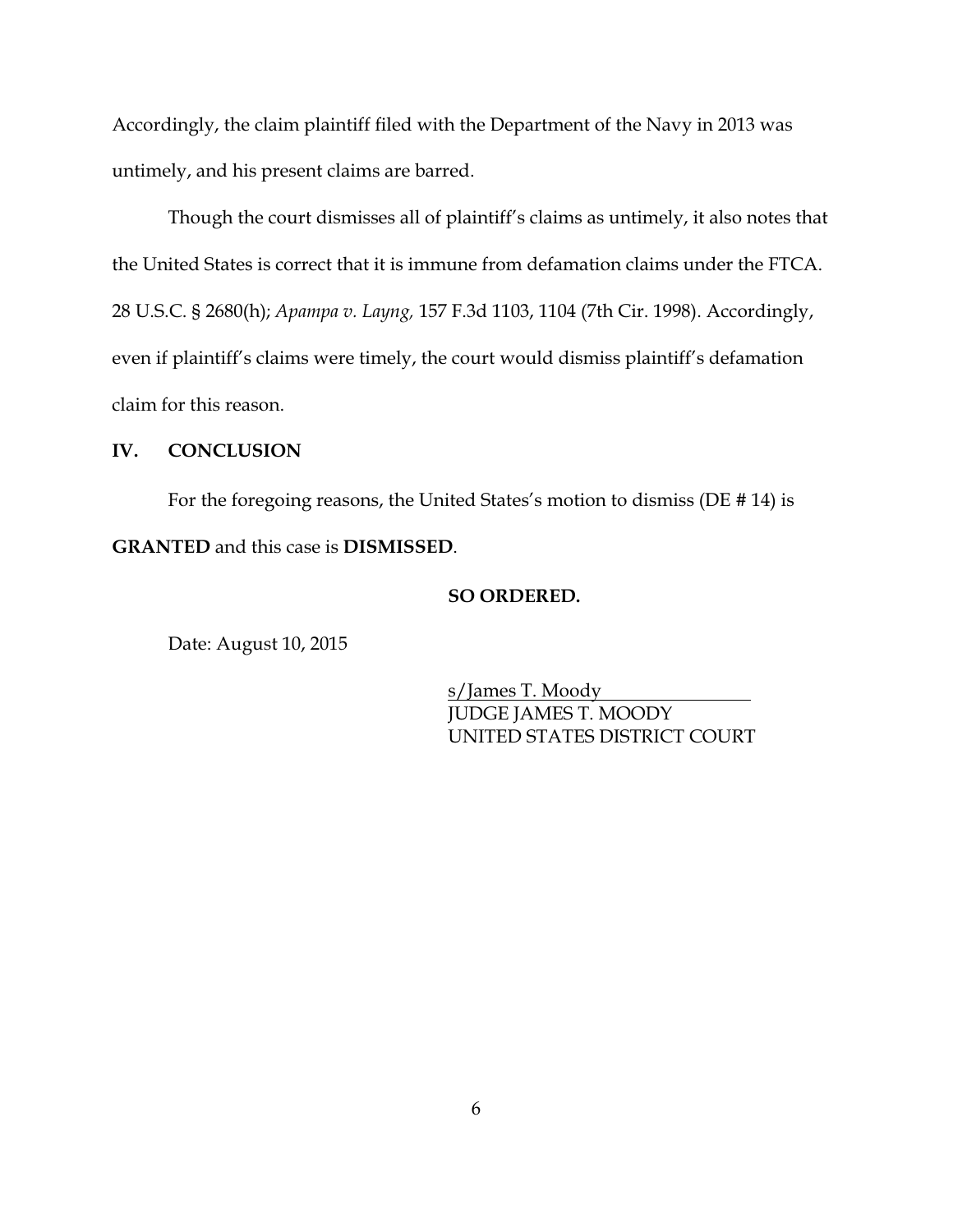Accordingly, the claim plaintiff filed with the Department of the Navy in 2013 was untimely, and his present claims are barred.

Though the court dismisses all of plaintiff's claims as untimely, it also notes that the United States is correct that it is immune from defamation claims under the FTCA. 28 U.S.C. § 2680(h); *Apampa v. Layng,* 157 F.3d 1103, 1104 (7th Cir. 1998). Accordingly, even if plaintiff's claims were timely, the court would dismiss plaintiff's defamation claim for this reason.

## IV. CONCLUSION

For the foregoing reasons, the United States's motion to dismiss (DE # 14) is **GRANTED** and this case is **DISMISSED**.

**SO ORDERED.**

Date: August 10, 2015

s/James T. Moody
JUDGE JAMES T. MOODY
UNITED STATES DISTRICT COURT